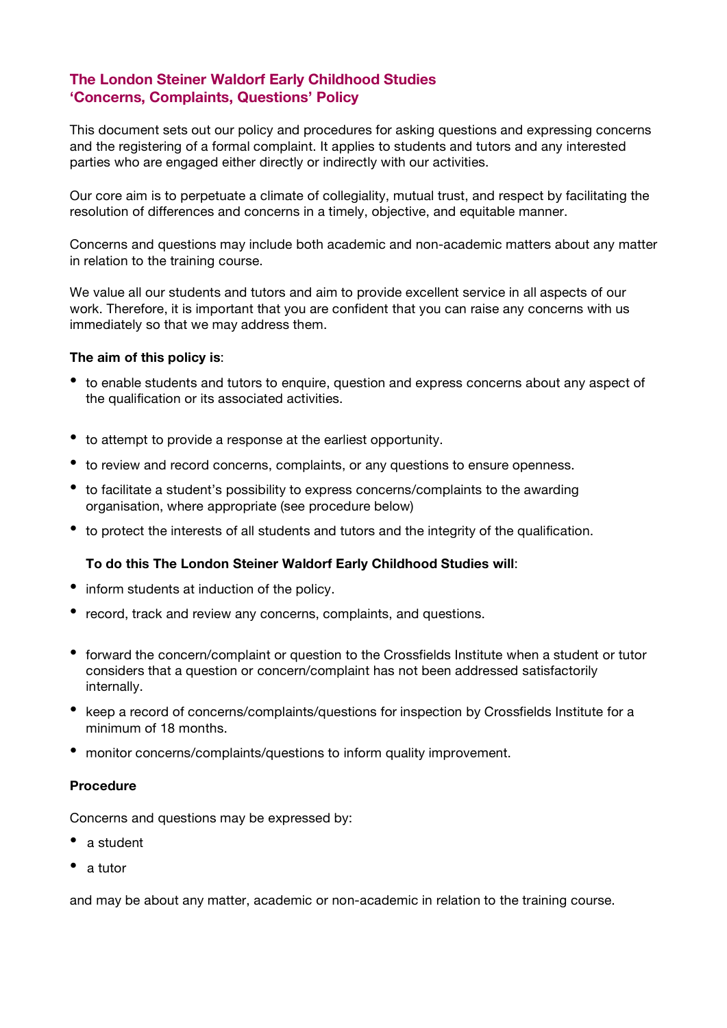# The London Steiner Waldorf Early Childhood Studies 'Concerns, Complaints, Questions' Policy

This document sets out our policy and procedures for asking questions and expressing concerns and the registering of a formal complaint. It applies to students and tutors and any interested parties who are engaged either directly or indirectly with our activities.

Our core aim is to perpetuate a climate of collegiality, mutual trust, and respect by facilitating the resolution of differences and concerns in a timely, objective, and equitable manner.

Concerns and questions may include both academic and non-academic matters about any matter in relation to the training course.

We value all our students and tutors and aim to provide excellent service in all aspects of our work. Therefore, it is important that you are confident that you can raise any concerns with us immediately so that we may address them.

**The aim of this policy is**:

- to enable students and tutors to enquire, question and express concerns about any aspect of the qualification or its associated activities.
- to attempt to provide a response at the earliest opportunity.
- to review and record concerns, complaints, or any questions to ensure openness.
- to facilitate a student's possibility to express concerns/complaints to the awarding organisation, where appropriate (see procedure below)
- to protect the interests of all students and tutors and the integrity of the qualification.

**To do this The London Steiner Waldorf Early Childhood Studies will**:

- inform students at induction of the policy.
- record, track and review any concerns, complaints, and questions.
- forward the concern/complaint or question to the Crossfields Institute when a student or tutor considers that a question or concern/complaint has not been addressed satisfactorily internally.
- keep a record of concerns/complaints/questions for inspection by Crossfields Institute for a minimum of 18 months.
- monitor concerns/complaints/questions to inform quality improvement.

**Procedure**

Concerns and questions may be expressed by:

- a student
- a tutor

and may be about any matter, academic or non-academic in relation to the training course.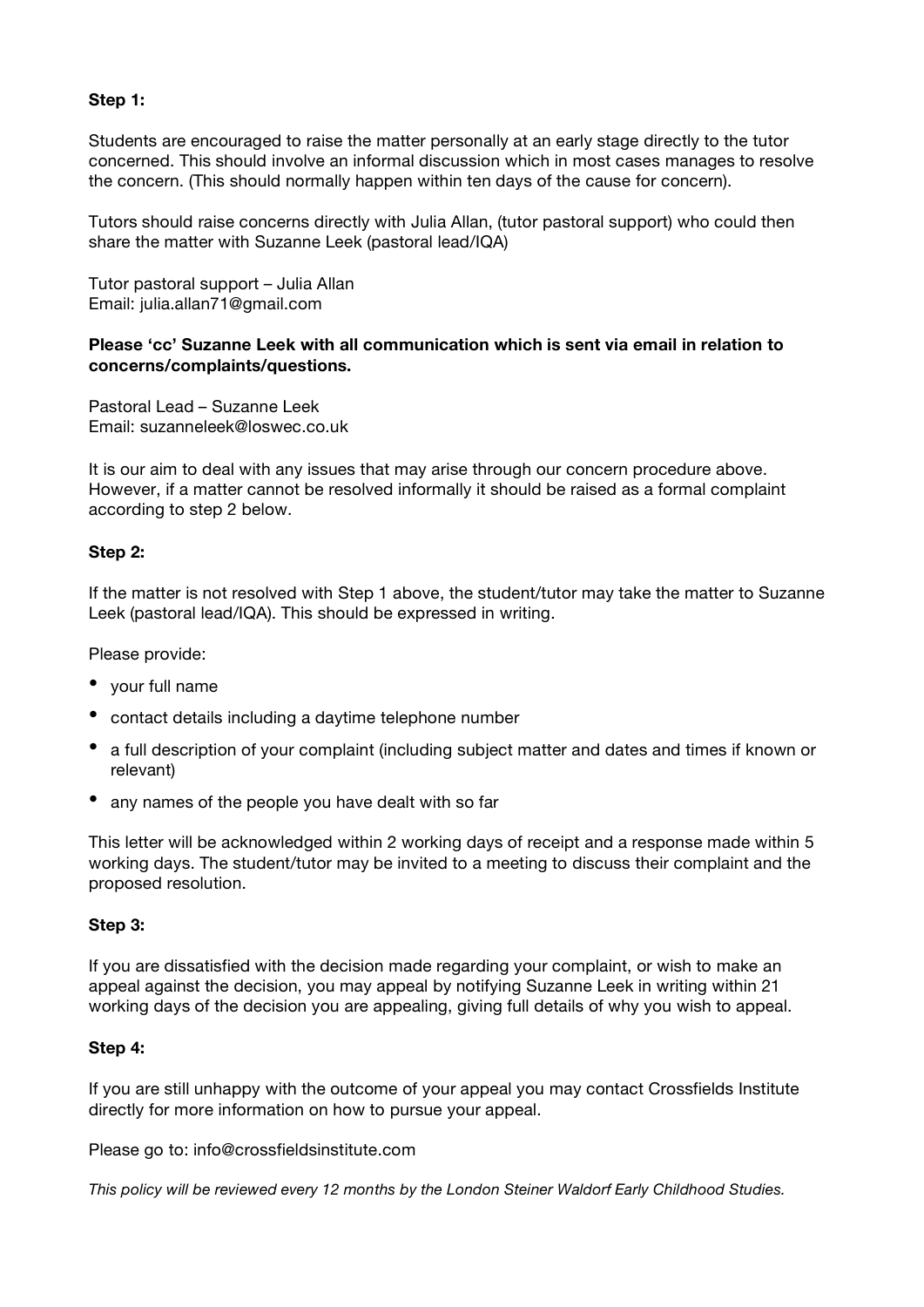**Step 1:**

Students are encouraged to raise the matter personally at an early stage directly to the tutor concerned. This should involve an informal discussion which in most cases manages to resolve the concern. (This should normally happen within ten days of the cause for concern).

Tutors should raise concerns directly with Julia Allan, (tutor pastoral support) who could then share the matter with Suzanne Leek (pastoral lead/IQA)

Tutor pastoral support – Julia Allan
Email: julia.allan71@gmail.com

**Please 'cc' Suzanne Leek with all communication which is sent via email in relation to concerns/complaints/questions.**

Pastoral Lead – Suzanne Leek
Email: suzanneleek@loswec.co.uk

It is our aim to deal with any issues that may arise through our concern procedure above. However, if a matter cannot be resolved informally it should be raised as a formal complaint according to step 2 below.

**Step 2:**

If the matter is not resolved with Step 1 above, the student/tutor may take the matter to Suzanne Leek (pastoral lead/IQA). This should be expressed in writing.

Please provide:

- your full name
- contact details including a daytime telephone number
- a full description of your complaint (including subject matter and dates and times if known or relevant)
- any names of the people you have dealt with so far

This letter will be acknowledged within 2 working days of receipt and a response made within 5 working days. The student/tutor may be invited to a meeting to discuss their complaint and the proposed resolution.

**Step 3:**

If you are dissatisfied with the decision made regarding your complaint, or wish to make an appeal against the decision, you may appeal by notifying Suzanne Leek in writing within 21 working days of the decision you are appealing, giving full details of why you wish to appeal.

**Step 4:**

If you are still unhappy with the outcome of your appeal you may contact Crossfields Institute directly for more information on how to pursue your appeal.

Please go to: info@crossfieldsinstitute.com

*This policy will be reviewed every 12 months by the London Steiner Waldorf Early Childhood Studies.*